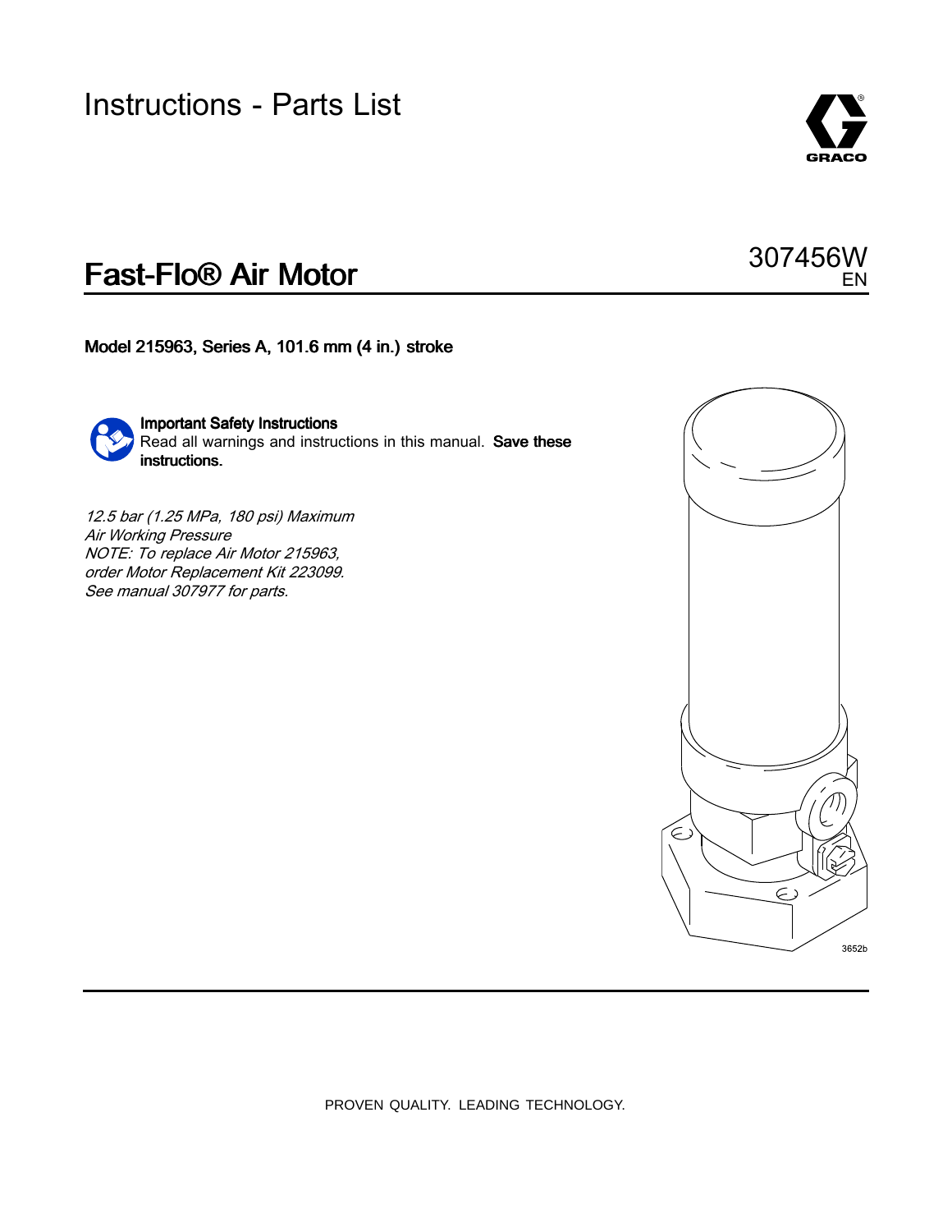# Instructions - Parts List

# Fast-Flo® Air Motor

307456W
EN

**Model 215963, Series A, 101.6 mm (4 in.) stroke**

**Important Safety Instructions**
Read all warnings and instructions in this manual. **Save these instructions.**

*12.5 bar (1.25 MPa, 180 psi) Maximum Air Working Pressure*
*NOTE: To replace Air Motor 215963, order Motor Replacement Kit 223099. See manual 307977 for parts.*

3652b

PROVEN QUALITY. LEADING TECHNOLOGY.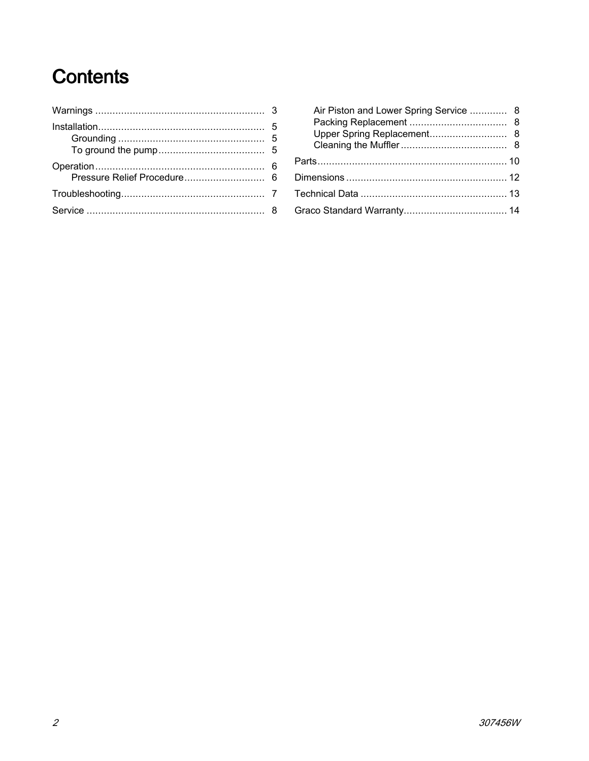# Contents

- Warnings ........................................................... 3
- Installation.......................................................... 5
  - Grounding .................................................... 5
  - To ground the pump ...................................... 5
- Operation ........................................................... 6
  - Pressure Relief Procedure ............................ 6
- Troubleshooting.................................................. 7
- Service ............................................................... 8
  - Air Piston and Lower Spring Service ............. 8
  - Packing Replacement .................................. 8
  - Upper Spring Replacement........................... 8
  - Cleaning the Muffler ..................................... 8
- Parts.................................................................. 10
- Dimensions ........................................................ 12
- Technical Data ................................................... 13
- Graco Standard Warranty.................................... 14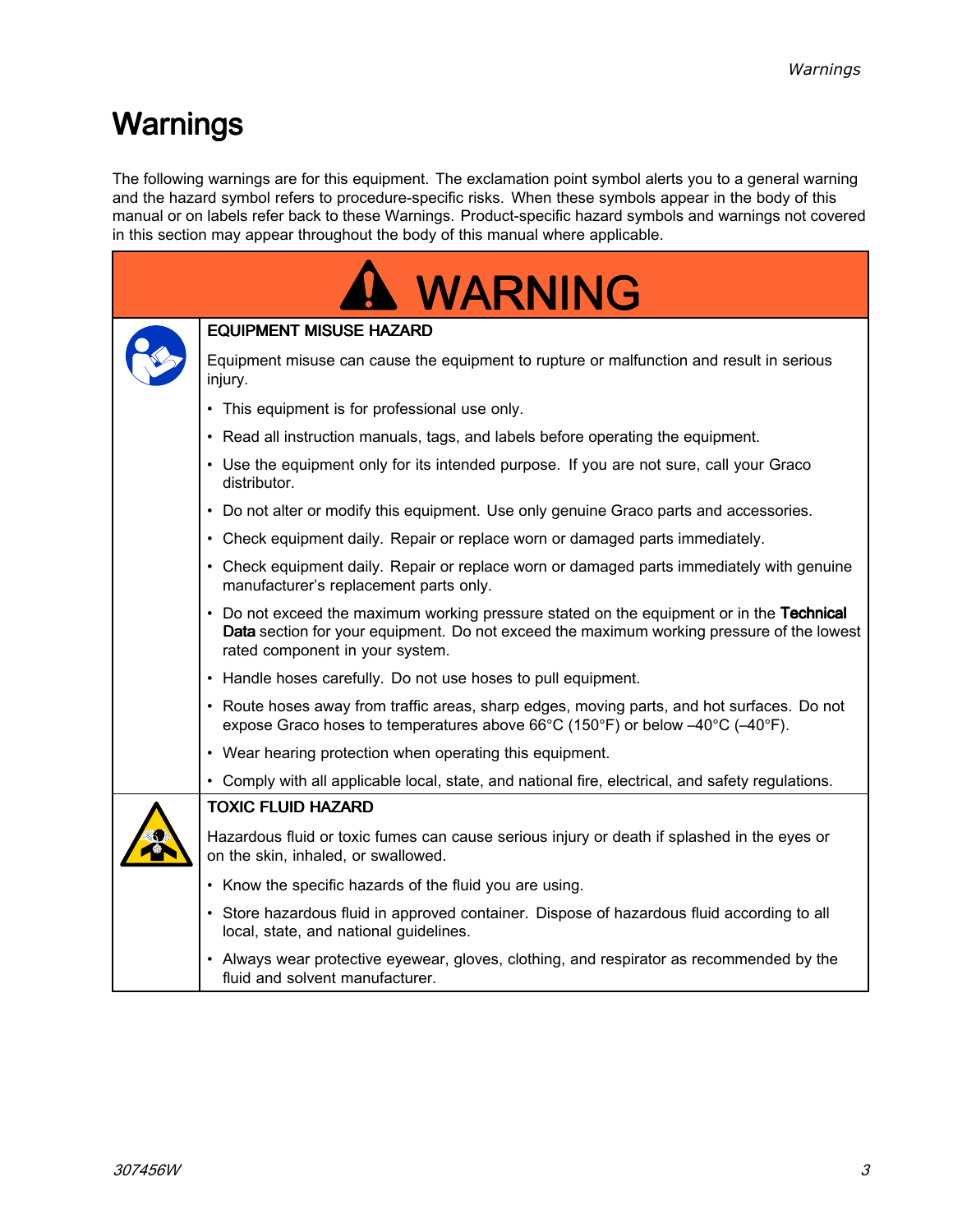# Warnings

The following warnings are for this equipment. The exclamation point symbol alerts you to a general warning and the hazard symbol refers to procedure-specific risks. When these symbols appear in the body of this manual or on labels refer back to these Warnings. Product-specific hazard symbols and warnings not covered in this section may appear throughout the body of this manual where applicable.

## WARNING

### EQUIPMENT MISUSE HAZARD

Equipment misuse can cause the equipment to rupture or malfunction and result in serious injury.

- This equipment is for professional use only.
- Read all instruction manuals, tags, and labels before operating the equipment.
- Use the equipment only for its intended purpose. If you are not sure, call your Graco distributor.
- Do not alter or modify this equipment. Use only genuine Graco parts and accessories.
- Check equipment daily. Repair or replace worn or damaged parts immediately.
- Check equipment daily. Repair or replace worn or damaged parts immediately with genuine manufacturer's replacement parts only.
- Do not exceed the maximum working pressure stated on the equipment or in the **Technical Data** section for your equipment. Do not exceed the maximum working pressure of the lowest rated component in your system.
- Handle hoses carefully. Do not use hoses to pull equipment.
- Route hoses away from traffic areas, sharp edges, moving parts, and hot surfaces. Do not expose Graco hoses to temperatures above 66°C (150°F) or below –40°C (–40°F).
- Wear hearing protection when operating this equipment.
- Comply with all applicable local, state, and national fire, electrical, and safety regulations.

### TOXIC FLUID HAZARD

Hazardous fluid or toxic fumes can cause serious injury or death if splashed in the eyes or on the skin, inhaled, or swallowed.

- Know the specific hazards of the fluid you are using.
- Store hazardous fluid in approved container. Dispose of hazardous fluid according to all local, state, and national guidelines.
- Always wear protective eyewear, gloves, clothing, and respirator as recommended by the fluid and solvent manufacturer.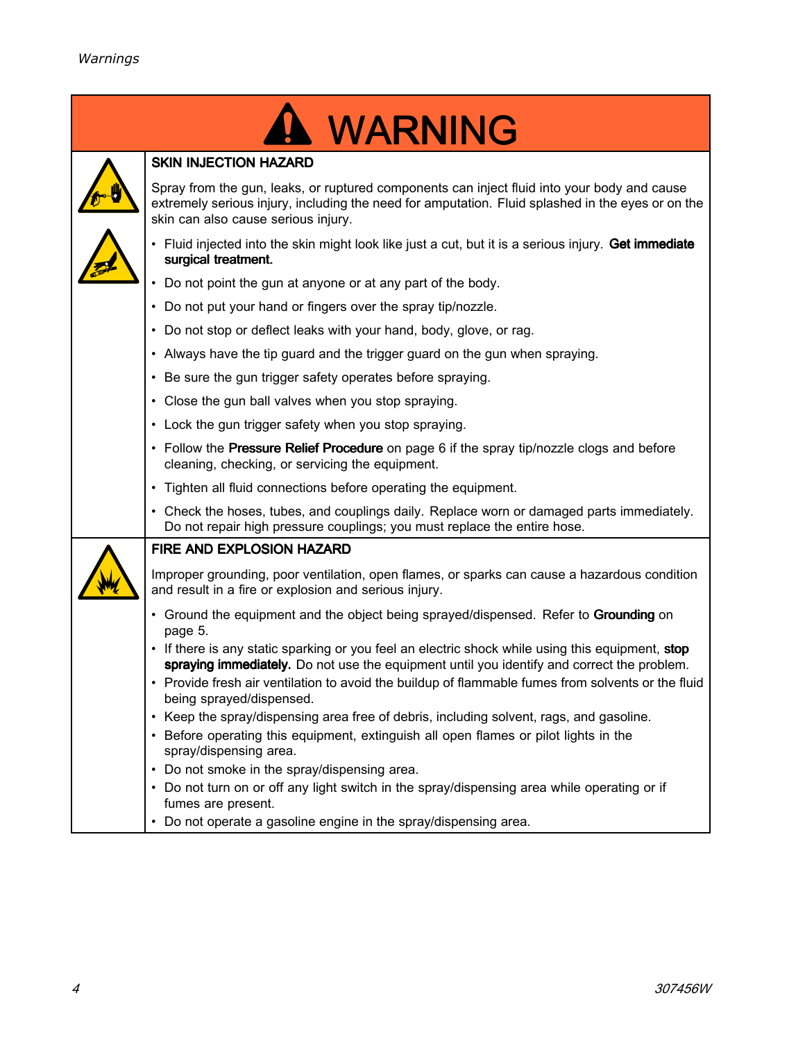# WARNING

## SKIN INJECTION HAZARD

Spray from the gun, leaks, or ruptured components can inject fluid into your body and cause extremely serious injury, including the need for amputation. Fluid splashed in the eyes or on the skin can also cause serious injury.

- Fluid injected into the skin might look like just a cut, but it is a serious injury. **Get immediate surgical treatment.**
- Do not point the gun at anyone or at any part of the body.
- Do not put your hand or fingers over the spray tip/nozzle.
- Do not stop or deflect leaks with your hand, body, glove, or rag.
- Always have the tip guard and the trigger guard on the gun when spraying.
- Be sure the gun trigger safety operates before spraying.
- Close the gun ball valves when you stop spraying.
- Lock the gun trigger safety when you stop spraying.
- Follow the **Pressure Relief Procedure** on page 6 if the spray tip/nozzle clogs and before cleaning, checking, or servicing the equipment.
- Tighten all fluid connections before operating the equipment.
- Check the hoses, tubes, and couplings daily. Replace worn or damaged parts immediately. Do not repair high pressure couplings; you must replace the entire hose.

## FIRE AND EXPLOSION HAZARD

Improper grounding, poor ventilation, open flames, or sparks can cause a hazardous condition and result in a fire or explosion and serious injury.

- Ground the equipment and the object being sprayed/dispensed. Refer to **Grounding** on page 5.
- If there is any static sparking or you feel an electric shock while using this equipment, **stop spraying immediately.** Do not use the equipment until you identify and correct the problem.
- Provide fresh air ventilation to avoid the buildup of flammable fumes from solvents or the fluid being sprayed/dispensed.
- Keep the spray/dispensing area free of debris, including solvent, rags, and gasoline.
- Before operating this equipment, extinguish all open flames or pilot lights in the spray/dispensing area.
- Do not smoke in the spray/dispensing area.
- Do not turn on or off any light switch in the spray/dispensing area while operating or if fumes are present.
- Do not operate a gasoline engine in the spray/dispensing area.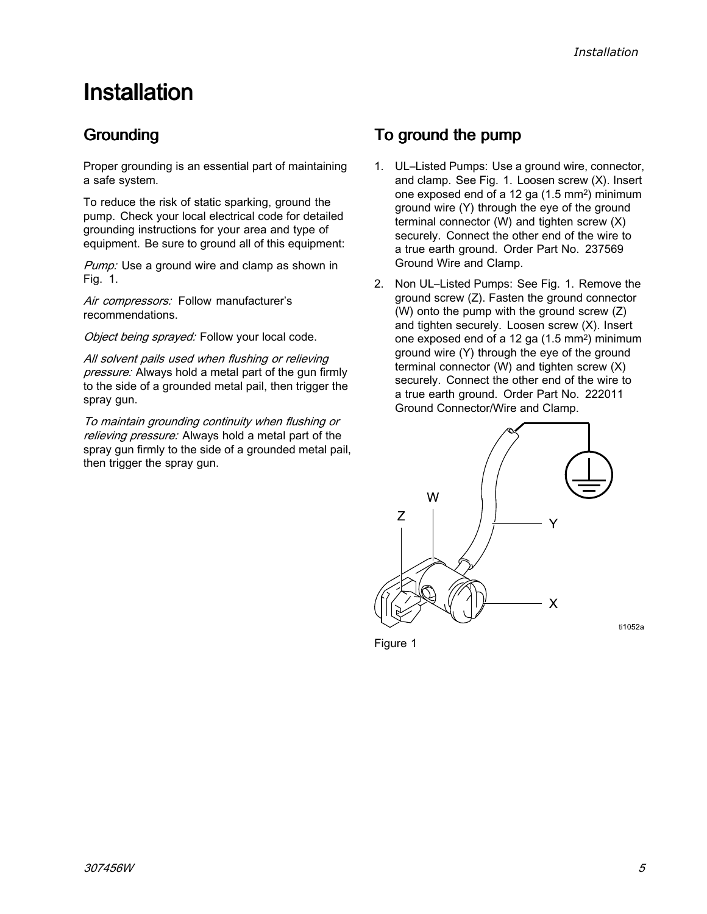# Installation

## Grounding

Proper grounding is an essential part of maintaining a safe system.

To reduce the risk of static sparking, ground the pump. Check your local electrical code for detailed grounding instructions for your area and type of equipment. Be sure to ground all of this equipment:

*Pump:* Use a ground wire and clamp as shown in Fig. 1.

*Air compressors:* Follow manufacturer's recommendations.

*Object being sprayed:* Follow your local code.

*All solvent pails used when flushing or relieving pressure:* Always hold a metal part of the gun firmly to the side of a grounded metal pail, then trigger the spray gun.

*To maintain grounding continuity when flushing or relieving pressure:* Always hold a metal part of the spray gun firmly to the side of a grounded metal pail, then trigger the spray gun.

## To ground the pump

1. UL–Listed Pumps: Use a ground wire, connector, and clamp. See Fig. 1. Loosen screw (X). Insert one exposed end of a 12 ga (1.5 $mm^2$) minimum ground wire (Y) through the eye of the ground terminal connector (W) and tighten screw (X) securely. Connect the other end of the wire to a true earth ground. Order Part No. 237569 Ground Wire and Clamp.
2. Non UL–Listed Pumps: See Fig. 1. Remove the ground screw (Z). Fasten the ground connector (W) onto the pump with the ground screw (Z) and tighten securely. Loosen screw (X). Insert one exposed end of a 12 ga (1.5 $mm^2$) minimum ground wire (Y) through the eye of the ground terminal connector (W) and tighten screw (X) securely. Connect the other end of the wire to a true earth ground. Order Part No. 222011 Ground Connector/Wire and Clamp.

ti1052a

Figure 1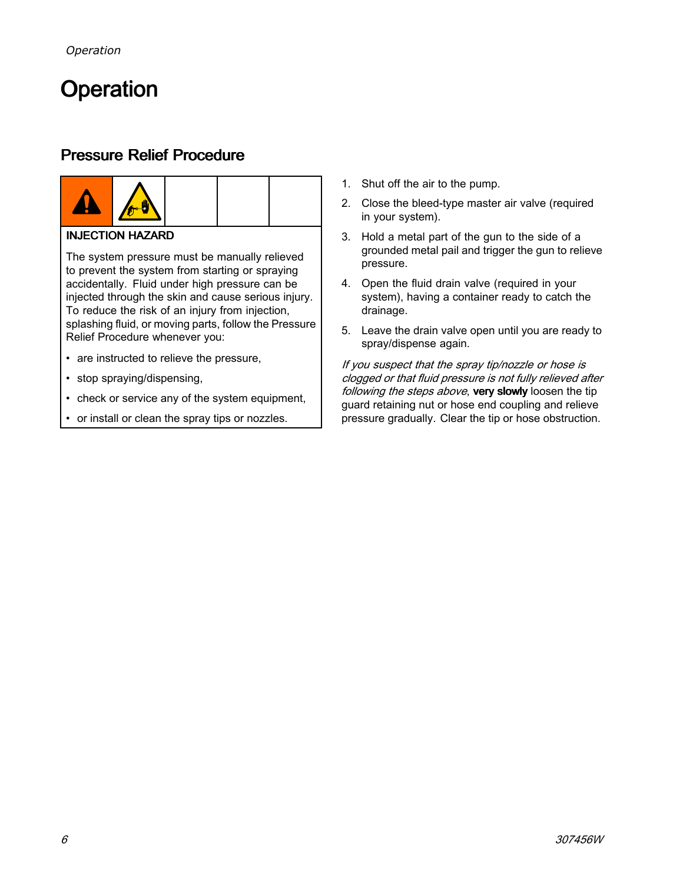# Operation

## Pressure Relief Procedure

**INJECTION HAZARD**

The system pressure must be manually relieved to prevent the system from starting or spraying accidentally. Fluid under high pressure can be injected through the skin and cause serious injury. To reduce the risk of an injury from injection, splashing fluid, or moving parts, follow the Pressure Relief Procedure whenever you:

- are instructed to relieve the pressure,
- stop spraying/dispensing,
- check or service any of the system equipment,
- or install or clean the spray tips or nozzles.

1. Shut off the air to the pump.
2. Close the bleed-type master air valve (required in your system).
3. Hold a metal part of the gun to the side of a grounded metal pail and trigger the gun to relieve pressure.
4. Open the fluid drain valve (required in your system), having a container ready to catch the drainage.
5. Leave the drain valve open until you are ready to spray/dispense again.

*If you suspect that the spray tip/nozzle or hose is clogged or that fluid pressure is not fully relieved after following the steps above*, **very slowly** loosen the tip guard retaining nut or hose end coupling and relieve pressure gradually. Clear the tip or hose obstruction.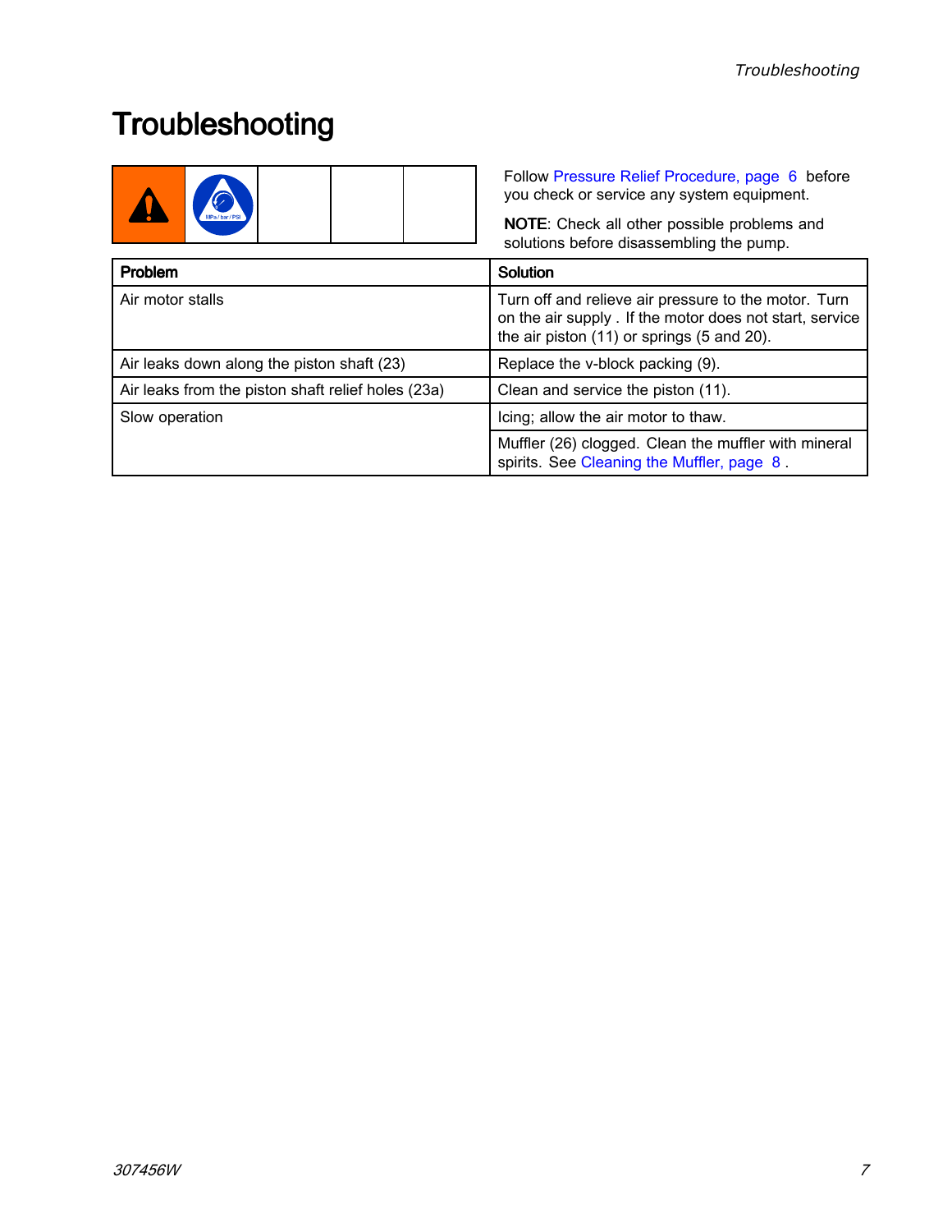# Troubleshooting

Follow Pressure Relief Procedure, page 6 before you check or service any system equipment.

**NOTE**: Check all other possible problems and solutions before disassembling the pump.

| Problem | Solution |
| --- | --- |
| Air motor stalls | Turn off and relieve air pressure to the motor. Turn on the air supply . If the motor does not start, service the air piston (11) or springs (5 and 20). |
| Air leaks down along the piston shaft (23) | Replace the v-block packing (9). |
| Air leaks from the piston shaft relief holes (23a) | Clean and service the piston (11). |
| Slow operation | Icing; allow the air motor to thaw. |
| | Muffler (26) clogged. Clean the muffler with mineral spirits. See Cleaning the Muffler, page 8 . |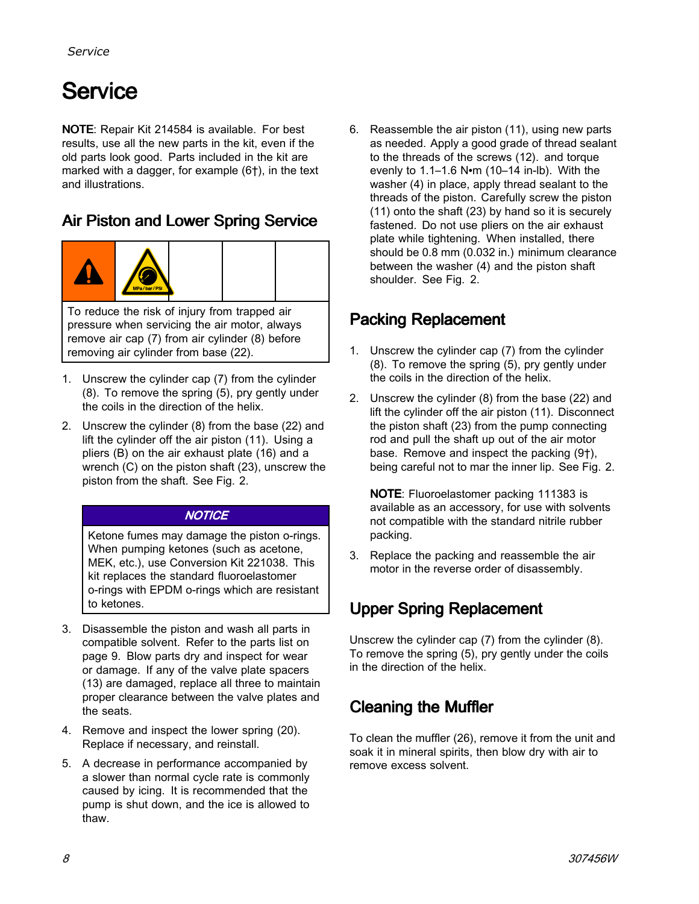# Service

**NOTE**: Repair Kit 214584 is available. For best results, use all the new parts in the kit, even if the old parts look good. Parts included in the kit are marked with a dagger, for example (6†), in the text and illustrations.

## Air Piston and Lower Spring Service

To reduce the risk of injury from trapped air pressure when servicing the air motor, always remove air cap (7) from air cylinder (8) before removing air cylinder from base (22).

1. Unscrew the cylinder cap (7) from the cylinder (8). To remove the spring (5), pry gently under the coils in the direction of the helix.
2. Unscrew the cylinder (8) from the base (22) and lift the cylinder off the air piston (11). Using a pliers (B) on the air exhaust plate (16) and a wrench (C) on the piston shaft (23), unscrew the piston from the shaft. See Fig. 2.

> ***NOTICE***
>
> Ketone fumes may damage the piston o-rings. When pumping ketones (such as acetone, MEK, etc.), use Conversion Kit 221038. This kit replaces the standard fluoroelastomer o-rings with EPDM o-rings which are resistant to ketones.

3. Disassemble the piston and wash all parts in compatible solvent. Refer to the parts list on page 9. Blow parts dry and inspect for wear or damage. If any of the valve plate spacers (13) are damaged, replace all three to maintain proper clearance between the valve plates and the seats.
4. Remove and inspect the lower spring (20). Replace if necessary, and reinstall.
5. A decrease in performance accompanied by a slower than normal cycle rate is commonly caused by icing. It is recommended that the pump is shut down, and the ice is allowed to thaw.
6. Reassemble the air piston (11), using new parts as needed. Apply a good grade of thread sealant to the threads of the screws (12). and torque evenly to 1.1–1.6 N•m (10–14 in-lb). With the washer (4) in place, apply thread sealant to the threads of the piston. Carefully screw the piston (11) onto the shaft (23) by hand so it is securely fastened. Do not use pliers on the air exhaust plate while tightening. When installed, there should be 0.8 mm (0.032 in.) minimum clearance between the washer (4) and the piston shaft shoulder. See Fig. 2.

## Packing Replacement

1. Unscrew the cylinder cap (7) from the cylinder (8). To remove the spring (5), pry gently under the coils in the direction of the helix.
2. Unscrew the cylinder (8) from the base (22) and lift the cylinder off the air piston (11). Disconnect the piston shaft (23) from the pump connecting rod and pull the shaft up out of the air motor base. Remove and inspect the packing (9†), being careful not to mar the inner lip. See Fig. 2.

   **NOTE**: Fluoroelastomer packing 111383 is available as an accessory, for use with solvents not compatible with the standard nitrile rubber packing.

3. Replace the packing and reassemble the air motor in the reverse order of disassembly.

## Upper Spring Replacement

Unscrew the cylinder cap (7) from the cylinder (8). To remove the spring (5), pry gently under the coils in the direction of the helix.

## Cleaning the Muffler

To clean the muffler (26), remove it from the unit and soak it in mineral spirits, then blow dry with air to remove excess solvent.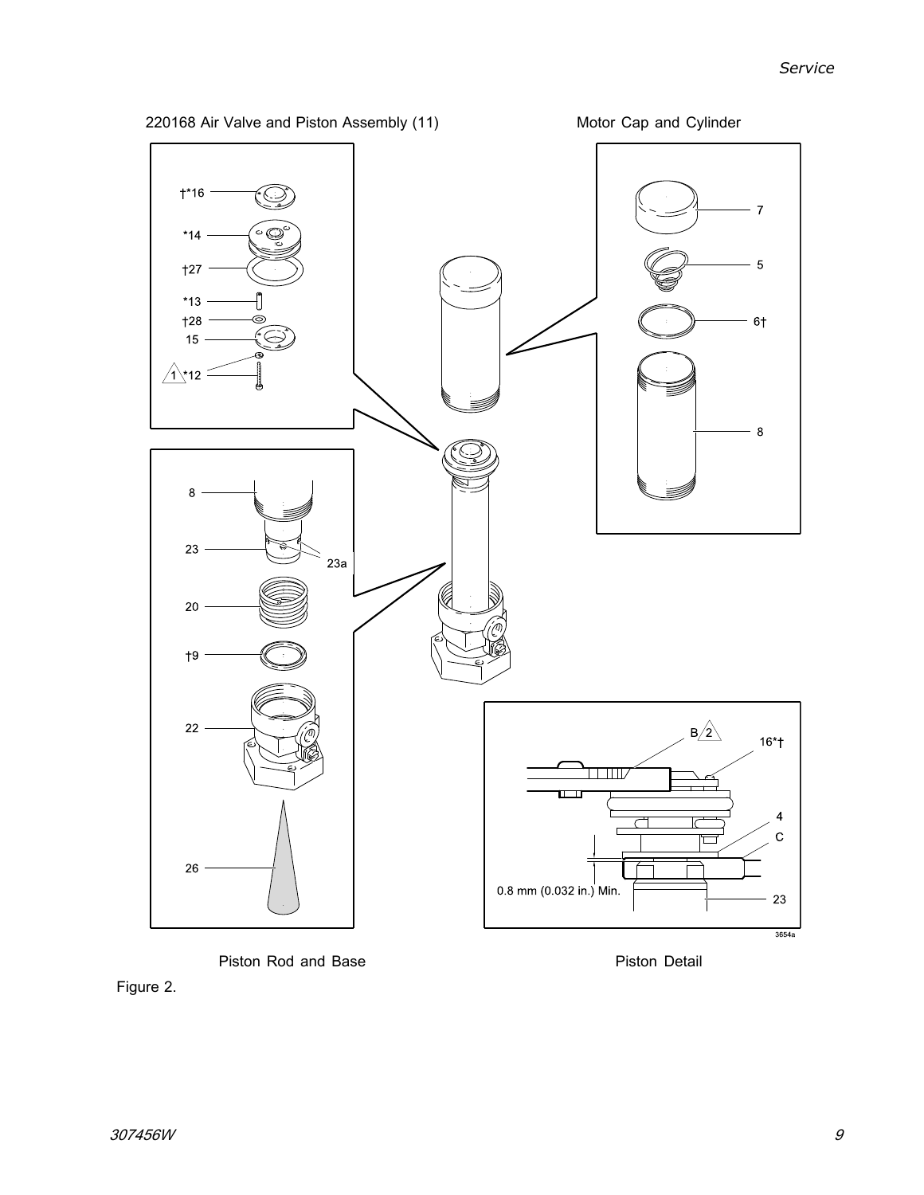220168 Air Valve and Piston Assembly (11)

Motor Cap and Cylinder

Piston Rod and Base

Piston Detail

Figure 2.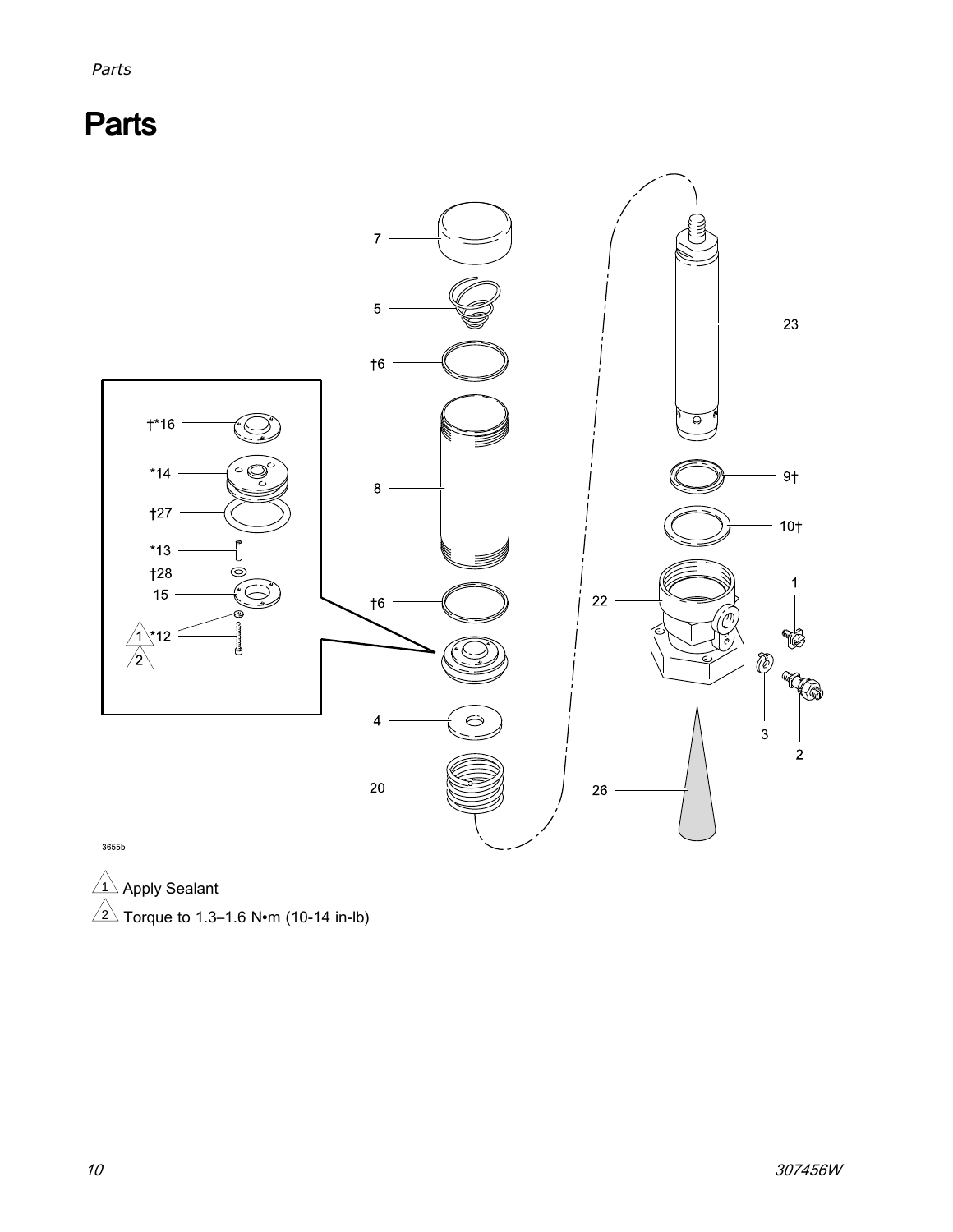# Parts

1 Apply Sealant

2 Torque to 1.3–1.6 N•m (10-14 in-lb)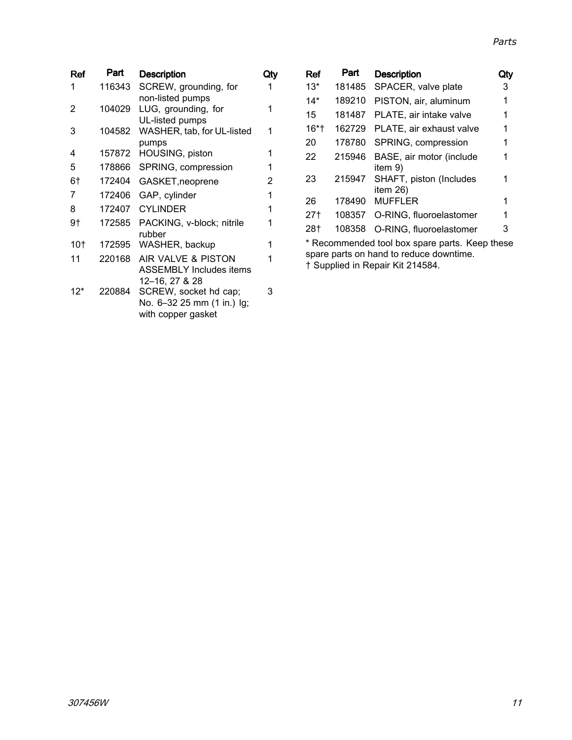| Ref | Part | Description | Qty |
|---|---|---|---|
| 1 | 116343 | SCREW, grounding, for non-listed pumps | 1 |
| 2 | 104029 | LUG, grounding, for UL-listed pumps | 1 |
| 3 | 104582 | WASHER, tab, for UL-listed pumps | 1 |
| 4 | 157872 | HOUSING, piston | 1 |
| 5 | 178866 | SPRING, compression | 1 |
| 6† | 172404 | GASKET,neoprene | 2 |
| 7 | 172406 | GAP, cylinder | 1 |
| 8 | 172407 | CYLINDER | 1 |
| 9† | 172585 | PACKING, v-block; nitrile rubber | 1 |
| 10† | 172595 | WASHER, backup | 1 |
| 11 | 220168 | AIR VALVE & PISTON ASSEMBLY Includes items 12–16, 27 & 28 | 1 |
| 12* | 220884 | SCREW, socket hd cap; No. 6–32 25 mm (1 in.) lg; with copper gasket | 3 |
| 13* | 181485 | SPACER, valve plate | 3 |
| 14* | 189210 | PISTON, air, aluminum | 1 |
| 15 | 181487 | PLATE, air intake valve | 1 |
| 16*† | 162729 | PLATE, air exhaust valve | 1 |
| 20 | 178780 | SPRING, compression | 1 |
| 22 | 215946 | BASE, air motor (include item 9) | 1 |
| 23 | 215947 | SHAFT, piston (Includes item 26) | 1 |
| 26 | 178490 | MUFFLER | 1 |
| 27† | 108357 | O-RING, fluoroelastomer | 1 |
| 28† | 108358 | O-RING, fluoroelastomer | 3 |

* Recommended tool box spare parts. Keep these spare parts on hand to reduce downtime.

† Supplied in Repair Kit 214584.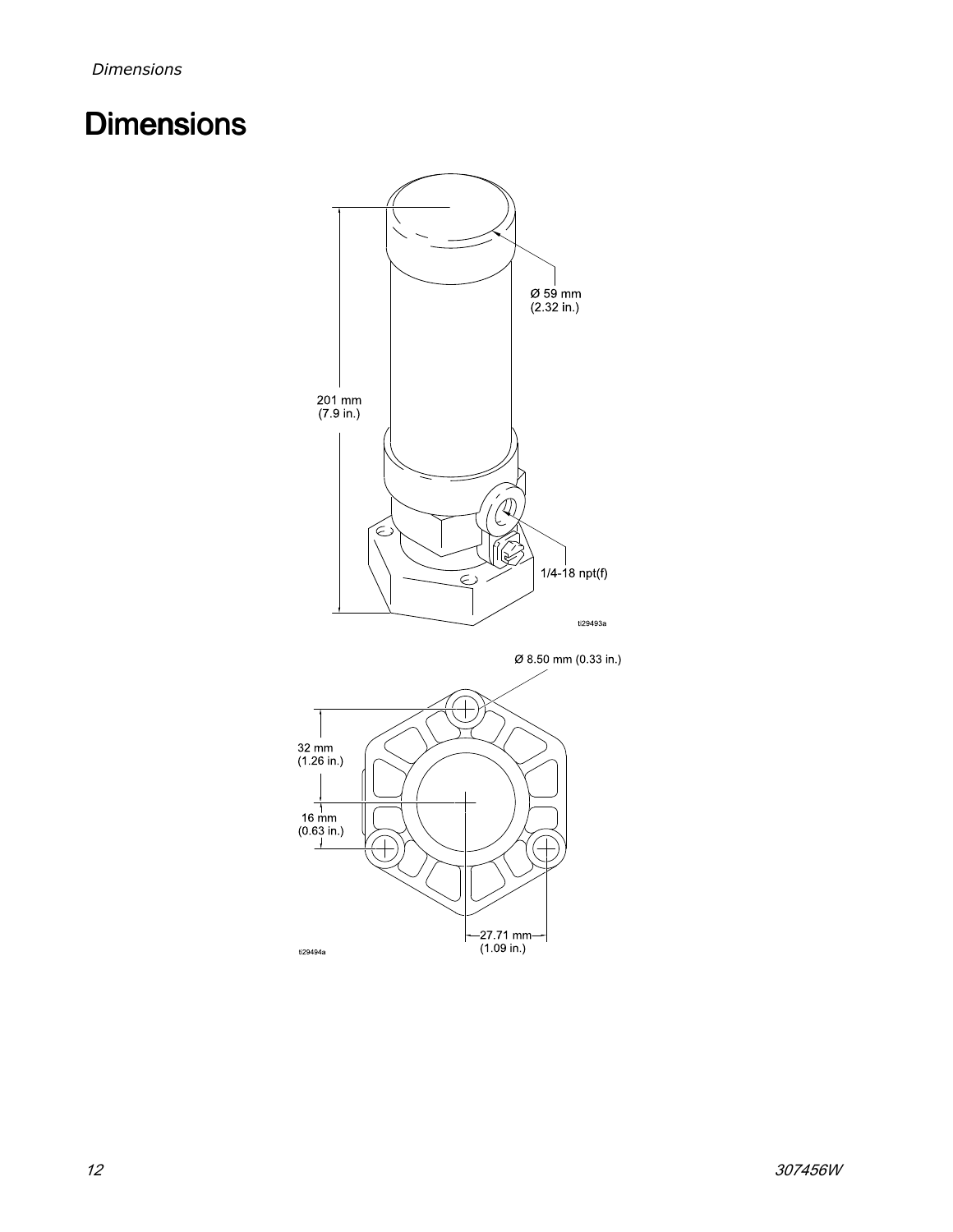# Dimensions

Ø 59 mm
(2.32 in.)

201 mm
(7.9 in.)

1/4-18 npt(f)

ti29493a

Ø 8.50 mm (0.33 in.)

32 mm
(1.26 in.)

16 mm
(0.63 in.)

27.71 mm
(1.09 in.)

ti29494a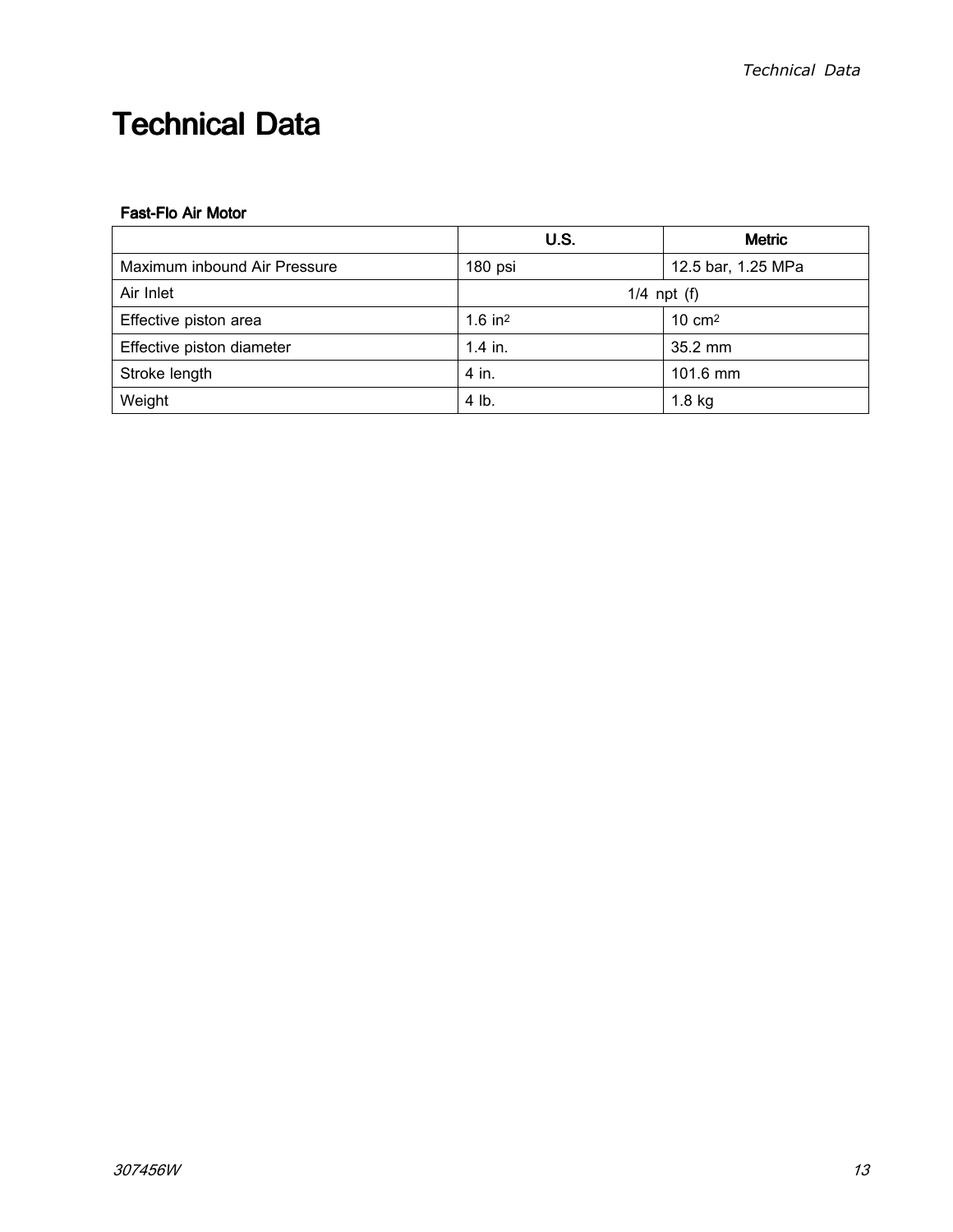# Technical Data

**Fast-Flo Air Motor**

| | U.S. | Metric |
|---|---|---|
| Maximum inbound Air Pressure | 180 psi | 12.5 bar, 1.25 MPa |
| Air Inlet | 1/4 npt (f) | |
| Effective piston area | 1.6 $in^2$ | 10 $cm^2$ |
| Effective piston diameter | 1.4 in. | 35.2 mm |
| Stroke length | 4 in. | 101.6 mm |
| Weight | 4 lb. | 1.8 kg |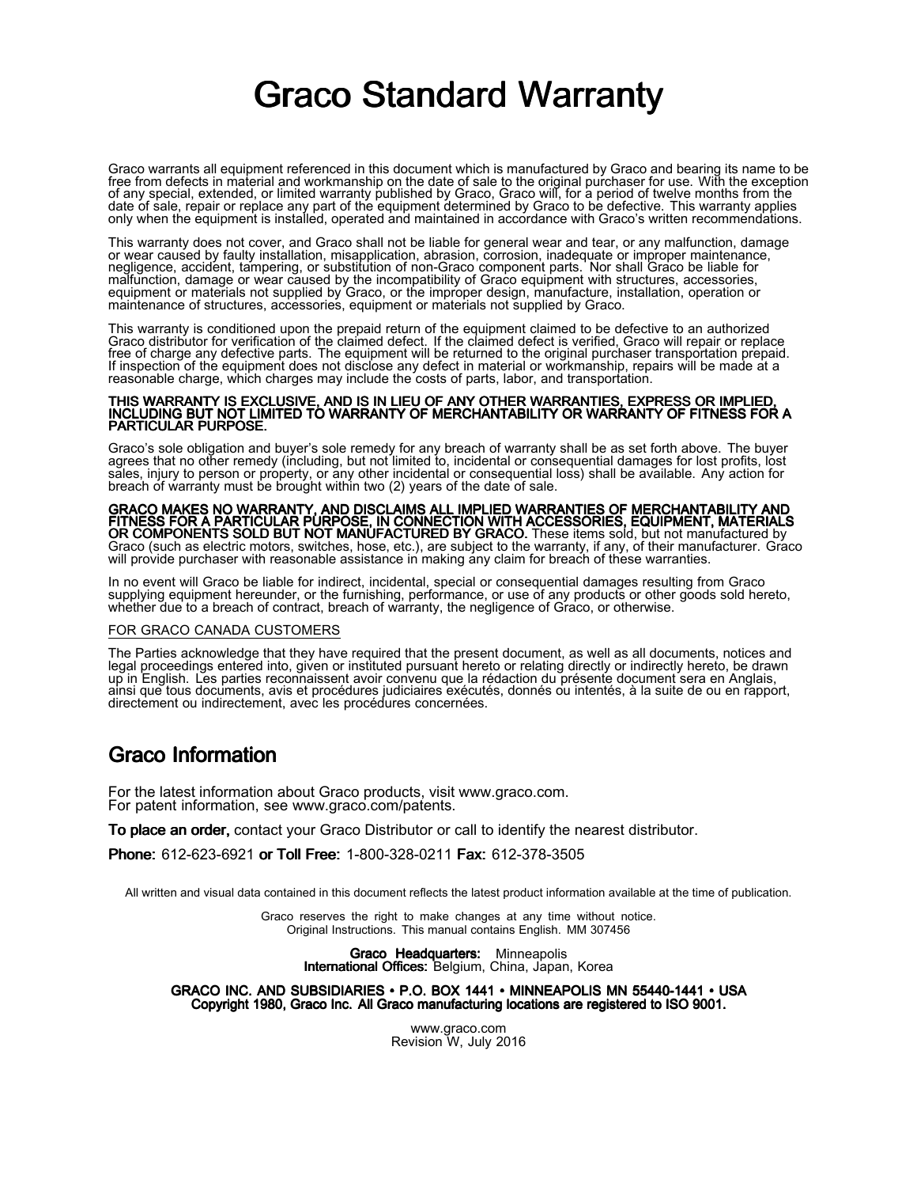# Graco Standard Warranty

Graco warrants all equipment referenced in this document which is manufactured by Graco and bearing its name to be free from defects in material and workmanship on the date of sale to the original purchaser for use. With the exception of any special, extended, or limited warranty published by Graco, Graco will, for a period of twelve months from the date of sale, repair or replace any part of the equipment determined by Graco to be defective. This warranty applies only when the equipment is installed, operated and maintained in accordance with Graco's written recommendations.

This warranty does not cover, and Graco shall not be liable for general wear and tear, or any malfunction, damage or wear caused by faulty installation, misapplication, abrasion, corrosion, inadequate or improper maintenance, negligence, accident, tampering, or substitution of non-Graco component parts. Nor shall Graco be liable for malfunction, damage or wear caused by the incompatibility of Graco equipment with structures, accessories, equipment or materials not supplied by Graco, or the improper design, manufacture, installation, operation or maintenance of structures, accessories, equipment or materials not supplied by Graco.

This warranty is conditioned upon the prepaid return of the equipment claimed to be defective to an authorized Graco distributor for verification of the claimed defect. If the claimed defect is verified, Graco will repair or replace free of charge any defective parts. The equipment will be returned to the original purchaser transportation prepaid. If inspection of the equipment does not disclose any defect in material or workmanship, repairs will be made at a reasonable charge, which charges may include the costs of parts, labor, and transportation.

**THIS WARRANTY IS EXCLUSIVE, AND IS IN LIEU OF ANY OTHER WARRANTIES, EXPRESS OR IMPLIED, INCLUDING BUT NOT LIMITED TO WARRANTY OF MERCHANTABILITY OR WARRANTY OF FITNESS FOR A PARTICULAR PURPOSE.**

Graco's sole obligation and buyer's sole remedy for any breach of warranty shall be as set forth above. The buyer agrees that no other remedy (including, but not limited to, incidental or consequential damages for lost profits, lost sales, injury to person or property, or any other incidental or consequential loss) shall be available. Any action for breach of warranty must be brought within two (2) years of the date of sale.

**GRACO MAKES NO WARRANTY, AND DISCLAIMS ALL IMPLIED WARRANTIES OF MERCHANTABILITY AND FITNESS FOR A PARTICULAR PURPOSE, IN CONNECTION WITH ACCESSORIES, EQUIPMENT, MATERIALS OR COMPONENTS SOLD BUT NOT MANUFACTURED BY GRACO.** These items sold, but not manufactured by Graco (such as electric motors, switches, hose, etc.), are subject to the warranty, if any, of their manufacturer. Graco will provide purchaser with reasonable assistance in making any claim for breach of these warranties.

In no event will Graco be liable for indirect, incidental, special or consequential damages resulting from Graco supplying equipment hereunder, or the furnishing, performance, or use of any products or other goods sold hereto, whether due to a breach of contract, breach of warranty, the negligence of Graco, or otherwise.

FOR GRACO CANADA CUSTOMERS

The Parties acknowledge that they have required that the present document, as well as all documents, notices and legal proceedings entered into, given or instituted pursuant hereto or relating directly or indirectly hereto, be drawn up in English. Les parties reconnaissent avoir convenu que la rédaction du présente document sera en Anglais, ainsi que tous documents, avis et procédures judiciaires exécutés, donnés ou intentés, à la suite de ou en rapport, directement ou indirectement, avec les procédures concernées.

## Graco Information

For the latest information about Graco products, visit www.graco.com.
For patent information, see www.graco.com/patents.

**To place an order,** contact your Graco Distributor or call to identify the nearest distributor.

**Phone:** 612-623-6921 **or Toll Free:** 1-800-328-0211 **Fax:** 612-378-3505

All written and visual data contained in this document reflects the latest product information available at the time of publication.

Graco reserves the right to make changes at any time without notice.
Original Instructions. This manual contains English. MM 307456

**Graco Headquarters:** Minneapolis
**International Offices:** Belgium, China, Japan, Korea

**GRACO INC. AND SUBSIDIARIES • P.O. BOX 1441 • MINNEAPOLIS MN 55440-1441 • USA**
**Copyright 1980, Graco Inc. All Graco manufacturing locations are registered to ISO 9001.**

www.graco.com
Revision W, July 2016